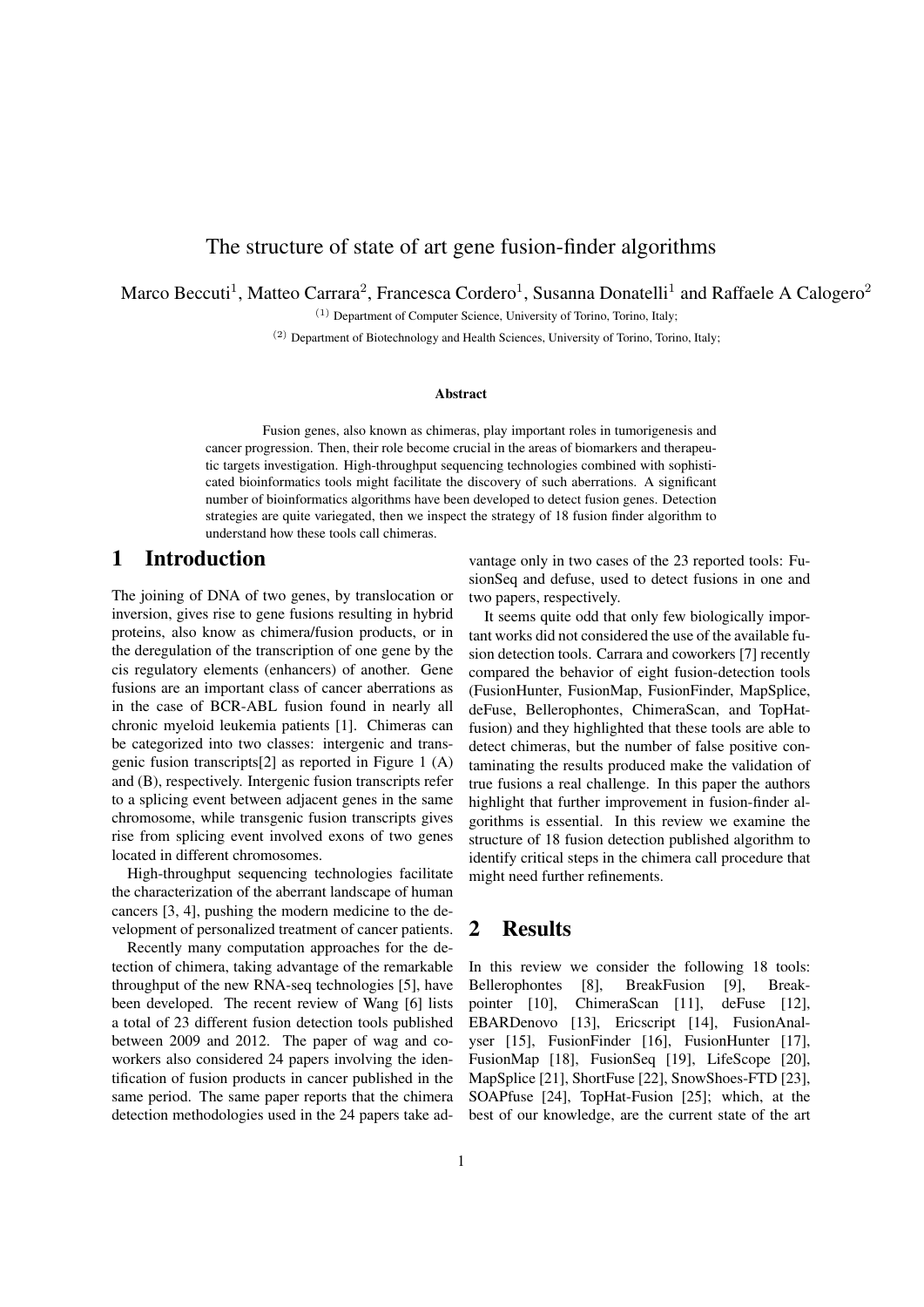# The structure of state of art gene fusion-finder algorithms

Marco Beccuti[1], Matteo Carrara[2], Francesca Cordero[1], Susanna Donatelli[1] and Raffaele A Calogero[2]

(1) Department of Computer Science, University of Torino, Torino, Italy;

(2) Department of Biotechnology and Health Sciences, University of Torino, Torino, Italy;

**Abstract**

Fusion genes, also known as chimeras, play important roles in tumorigenesis and cancer progression. Then, their role become crucial in the areas of biomarkers and therapeutic targets investigation. High-throughput sequencing technologies combined with sophisticated bioinformatics tools might facilitate the discovery of such aberrations. A significant number of bioinformatics algorithms have been developed to detect fusion genes. Detection strategies are quite variegated, then we inspect the strategy of 18 fusion finder algorithm to understand how these tools call chimeras.

## 1 Introduction

The joining of DNA of two genes, by translocation or inversion, gives rise to gene fusions resulting in hybrid proteins, also know as chimera/fusion products, or in the deregulation of the transcription of one gene by the cis regulatory elements (enhancers) of another. Gene fusions are an important class of cancer aberrations as in the case of BCR-ABL fusion found in nearly all chronic myeloid leukemia patients [1]. Chimeras can be categorized into two classes: intergenic and transgenic fusion transcripts[2] as reported in Figure 1 (A) and (B), respectively. Intergenic fusion transcripts refer to a splicing event between adjacent genes in the same chromosome, while transgenic fusion transcripts gives rise from splicing event involved exons of two genes located in different chromosomes.

High-throughput sequencing technologies facilitate the characterization of the aberrant landscape of human cancers [3, 4], pushing the modern medicine to the development of personalized treatment of cancer patients.

Recently many computation approaches for the detection of chimera, taking advantage of the remarkable throughput of the new RNA-seq technologies [5], have been developed. The recent review of Wang [6] lists a total of 23 different fusion detection tools published between 2009 and 2012. The paper of wag and coworkers also considered 24 papers involving the identification of fusion products in cancer published in the same period. The same paper reports that the chimera detection methodologies used in the 24 papers take advantage only in two cases of the 23 reported tools: FusionSeq and defuse, used to detect fusions in one and two papers, respectively.

It seems quite odd that only few biologically important works did not considered the use of the available fusion detection tools. Carrara and coworkers [7] recently compared the behavior of eight fusion-detection tools (FusionHunter, FusionMap, FusionFinder, MapSplice, deFuse, Bellerophontes, ChimeraScan, and TopHat-fusion) and they highlighted that these tools are able to detect chimeras, but the number of false positive contaminating the results produced make the validation of true fusions a real challenge. In this paper the authors highlight that further improvement in fusion-finder algorithms is essential. In this review we examine the structure of 18 fusion detection published algorithm to identify critical steps in the chimera call procedure that might need further refinements.

## 2 Results

In this review we consider the following 18 tools: Bellerophontes [8], BreakFusion [9], Breakpointer [10], ChimeraScan [11], deFuse [12], EBARDenovo [13], Ericscript [14], FusionAnalyser [15], FusionFinder [16], FusionHunter [17], FusionMap [18], FusionSeq [19], LifeScope [20], MapSplice [21], ShortFuse [22], SnowShoes-FTD [23], SOAPfuse [24], TopHat-Fusion [25]; which, at the best of our knowledge, are the current state of the art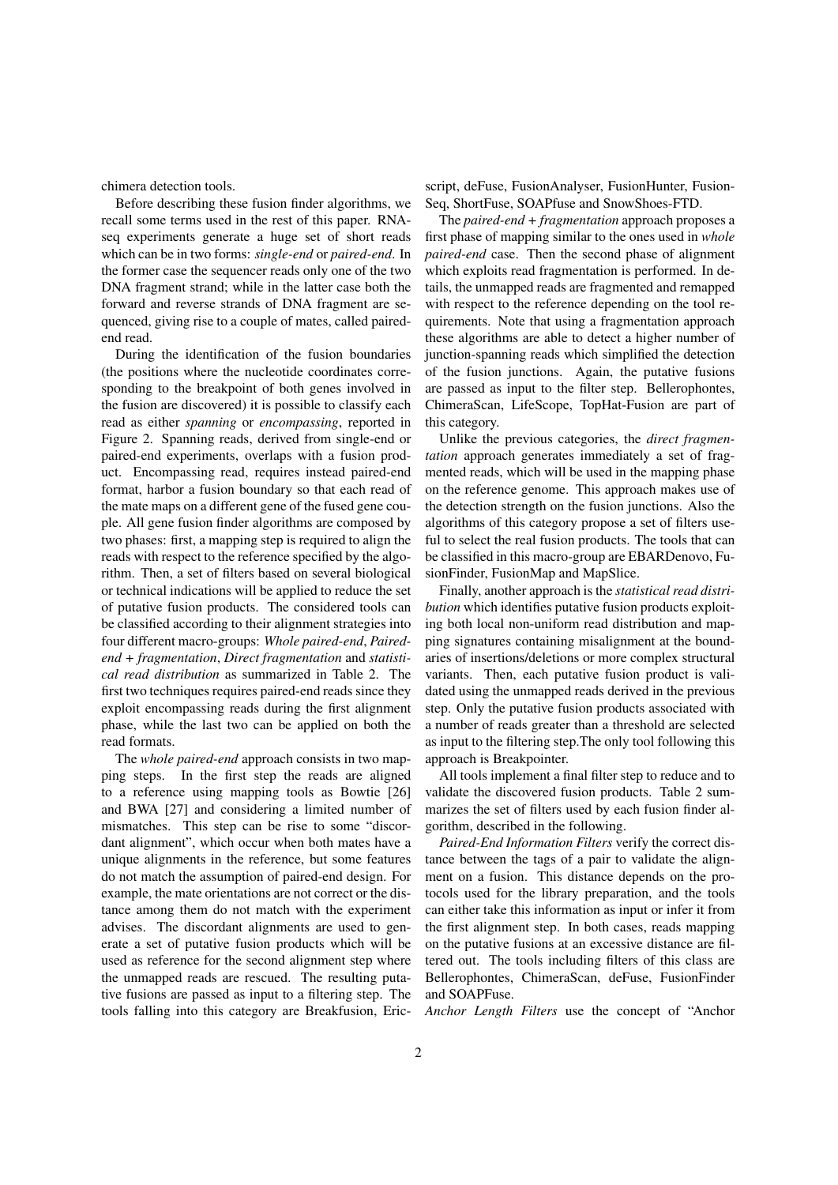chimera detection tools.

Before describing these fusion finder algorithms, we recall some terms used in the rest of this paper. RNA-seq experiments generate a huge set of short reads which can be in two forms: *single-end* or *paired-end*. In the former case the sequencer reads only one of the two DNA fragment strand; while in the latter case both the forward and reverse strands of DNA fragment are sequenced, giving rise to a couple of mates, called paired-end read.

During the identification of the fusion boundaries (the positions where the nucleotide coordinates corresponding to the breakpoint of both genes involved in the fusion are discovered) it is possible to classify each read as either *spanning* or *encompassing*, reported in Figure 2. Spanning reads, derived from single-end or paired-end experiments, overlaps with a fusion product. Encompassing read, requires instead paired-end format, harbor a fusion boundary so that each read of the mate maps on a different gene of the fused gene couple. All gene fusion finder algorithms are composed by two phases: first, a mapping step is required to align the reads with respect to the reference specified by the algorithm. Then, a set of filters based on several biological or technical indications will be applied to reduce the set of putative fusion products. The considered tools can be classified according to their alignment strategies into four different macro-groups: *Whole paired-end*, *Paired-end + fragmentation*, *Direct fragmentation* and *statistical read distribution* as summarized in Table 2. The first two techniques requires paired-end reads since they exploit encompassing reads during the first alignment phase, while the last two can be applied on both the read formats.

The *whole paired-end* approach consists in two mapping steps. In the first step the reads are aligned to a reference using mapping tools as Bowtie [26] and BWA [27] and considering a limited number of mismatches. This step can be rise to some "discordant alignment", which occur when both mates have a unique alignments in the reference, but some features do not match the assumption of paired-end design. For example, the mate orientations are not correct or the distance among them do not match with the experiment advises. The discordant alignments are used to generate a set of putative fusion products which will be used as reference for the second alignment step where the unmapped reads are rescued. The resulting putative fusions are passed as input to a filtering step. The tools falling into this category are Breakfusion, Ericscript, deFuse, FusionAnalyser, FusionHunter, FusionSeq, ShortFuse, SOAPfuse and SnowShoes-FTD.

The *paired-end + fragmentation* approach proposes a first phase of mapping similar to the ones used in *whole paired-end* case. Then the second phase of alignment which exploits read fragmentation is performed. In details, the unmapped reads are fragmented and remapped with respect to the reference depending on the tool requirements. Note that using a fragmentation approach these algorithms are able to detect a higher number of junction-spanning reads which simplified the detection of the fusion junctions. Again, the putative fusions are passed as input to the filter step. Bellerophontes, ChimeraScan, LifeScope, TopHat-Fusion are part of this category.

Unlike the previous categories, the *direct fragmentation* approach generates immediately a set of fragmented reads, which will be used in the mapping phase on the reference genome. This approach makes use of the detection strength on the fusion junctions. Also the algorithms of this category propose a set of filters useful to select the real fusion products. The tools that can be classified in this macro-group are EBARDenovo, FusionFinder, FusionMap and MapSlice.

Finally, another approach is the *statistical read distribution* which identifies putative fusion products exploiting both local non-uniform read distribution and mapping signatures containing misalignment at the boundaries of insertions/deletions or more complex structural variants. Then, each putative fusion product is validated using the unmapped reads derived in the previous step. Only the putative fusion products associated with a number of reads greater than a threshold are selected as input to the filtering step.The only tool following this approach is Breakpointer.

All tools implement a final filter step to reduce and to validate the discovered fusion products. Table 2 summarizes the set of filters used by each fusion finder algorithm, described in the following.

*Paired-End Information Filters* verify the correct distance between the tags of a pair to validate the alignment on a fusion. This distance depends on the protocols used for the library preparation, and the tools can either take this information as input or infer it from the first alignment step. In both cases, reads mapping on the putative fusions at an excessive distance are filtered out. The tools including filters of this class are Bellerophontes, ChimeraScan, deFuse, FusionFinder and SOAPFuse.

*Anchor Length Filters* use the concept of "Anchor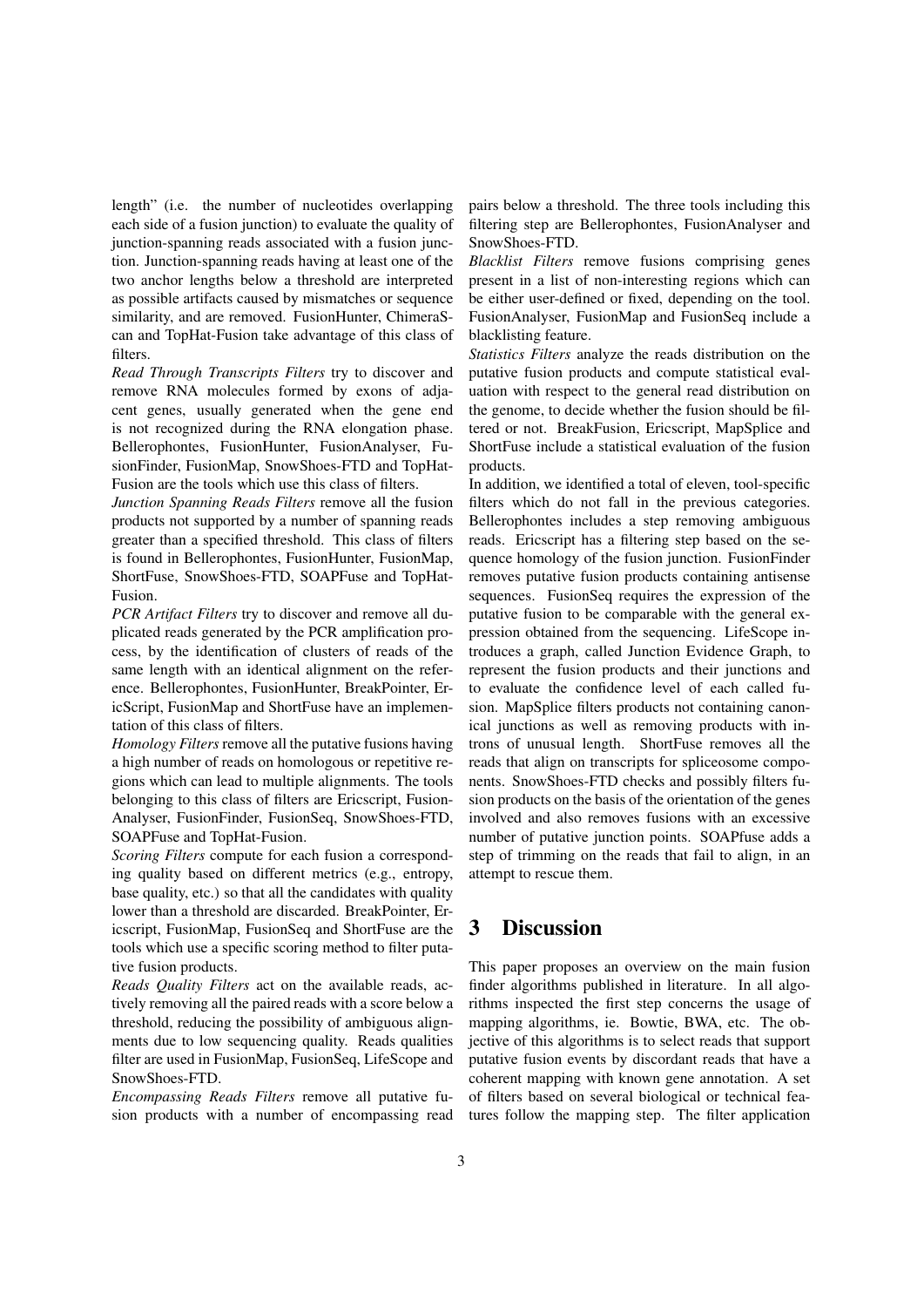length" (i.e. the number of nucleotides overlapping each side of a fusion junction) to evaluate the quality of junction-spanning reads associated with a fusion junction. Junction-spanning reads having at least one of the two anchor lengths below a threshold are interpreted as possible artifacts caused by mismatches or sequence similarity, and are removed. FusionHunter, ChimeraScan and TopHat-Fusion take advantage of this class of filters.

*Read Through Transcripts Filters* try to discover and remove RNA molecules formed by exons of adjacent genes, usually generated when the gene end is not recognized during the RNA elongation phase. Bellerophontes, FusionHunter, FusionAnalyser, FusionFinder, FusionMap, SnowShoes-FTD and TopHat-Fusion are the tools which use this class of filters.

*Junction Spanning Reads Filters* remove all the fusion products not supported by a number of spanning reads greater than a specified threshold. This class of filters is found in Bellerophontes, FusionHunter, FusionMap, ShortFuse, SnowShoes-FTD, SOAPFuse and TopHat-Fusion.

*PCR Artifact Filters* try to discover and remove all duplicated reads generated by the PCR amplification process, by the identification of clusters of reads of the same length with an identical alignment on the reference. Bellerophontes, FusionHunter, BreakPointer, EricScript, FusionMap and ShortFuse have an implementation of this class of filters.

*Homology Filters* remove all the putative fusions having a high number of reads on homologous or repetitive regions which can lead to multiple alignments. The tools belonging to this class of filters are Ericscript, FusionAnalyser, FusionFinder, FusionSeq, SnowShoes-FTD, SOAPFuse and TopHat-Fusion.

*Scoring Filters* compute for each fusion a corresponding quality based on different metrics (e.g., entropy, base quality, etc.) so that all the candidates with quality lower than a threshold are discarded. BreakPointer, Ericscript, FusionMap, FusionSeq and ShortFuse are the tools which use a specific scoring method to filter putative fusion products.

*Reads Quality Filters* act on the available reads, actively removing all the paired reads with a score below a threshold, reducing the possibility of ambiguous alignments due to low sequencing quality. Reads qualities filter are used in FusionMap, FusionSeq, LifeScope and SnowShoes-FTD.

*Encompassing Reads Filters* remove all putative fusion products with a number of encompassing read pairs below a threshold. The three tools including this filtering step are Bellerophontes, FusionAnalyser and SnowShoes-FTD.

*Blacklist Filters* remove fusions comprising genes present in a list of non-interesting regions which can be either user-defined or fixed, depending on the tool. FusionAnalyser, FusionMap and FusionSeq include a blacklisting feature.

*Statistics Filters* analyze the reads distribution on the putative fusion products and compute statistical evaluation with respect to the general read distribution on the genome, to decide whether the fusion should be filtered or not. BreakFusion, Ericscript, MapSplice and ShortFuse include a statistical evaluation of the fusion products.

In addition, we identified a total of eleven, tool-specific filters which do not fall in the previous categories. Bellerophontes includes a step removing ambiguous reads. Ericscript has a filtering step based on the sequence homology of the fusion junction. FusionFinder removes putative fusion products containing antisense sequences. FusionSeq requires the expression of the putative fusion to be comparable with the general expression obtained from the sequencing. LifeScope introduces a graph, called Junction Evidence Graph, to represent the fusion products and their junctions and to evaluate the confidence level of each called fusion. MapSplice filters products not containing canonical junctions as well as removing products with introns of unusual length. ShortFuse removes all the reads that align on transcripts for spliceosome components. SnowShoes-FTD checks and possibly filters fusion products on the basis of the orientation of the genes involved and also removes fusions with an excessive number of putative junction points. SOAPfuse adds a step of trimming on the reads that fail to align, in an attempt to rescue them.

# 3 Discussion

This paper proposes an overview on the main fusion finder algorithms published in literature. In all algorithms inspected the first step concerns the usage of mapping algorithms, ie. Bowtie, BWA, etc. The objective of this algorithms is to select reads that support putative fusion events by discordant reads that have a coherent mapping with known gene annotation. A set of filters based on several biological or technical features follow the mapping step. The filter application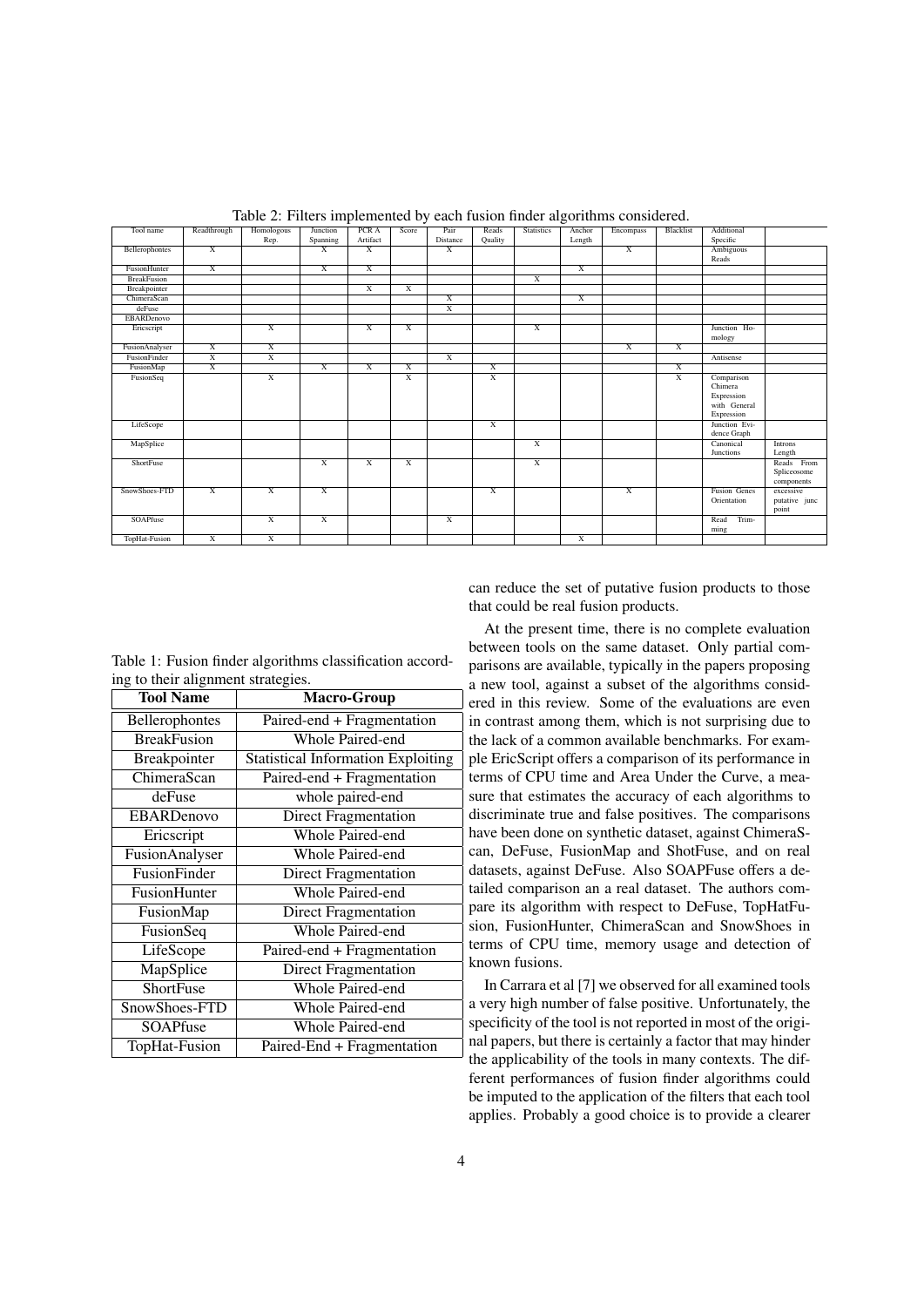Table 2: Filters implemented by each fusion finder algorithms considered.

| Tool name | Readthrough | Homologous Rep. | Junction Spanning | PCR A Artifact | Score | Pair Distance | Reads Quality | Statistics | Anchor Length | Encompass | Blacklist | Additional Specific | |
|---|---|---|---|---|---|---|---|---|---|---|---|---|---|
| Bellerophontes | X | | X | X | | X | | | | X | | Ambiguous Reads | |
| FusionHunter | X | | X | X | | | | | X | | | | |
| BreakFusion | | | | | | | | X | | | | | |
| Breakpointer | | | | X | X | | | | | | | | |
| ChimeraScan | | | | | | X | | | X | | | | |
| deFuse | | | | | | X | | | | | | | |
| EBARDenovo | | | | | | | | | | | | | |
| Ericscript | | X | | X | X | | | X | | | | Junction Homology | |
| FusionAnalyser | X | X | | | | | | | | X | X | | |
| FusionFinder | X | X | | | | X | | | | | | Antisense | |
| FusionMap | X | | X | X | X | | X | | | | X | | |
| FusionSeq | | X | | | X | | X | | | | X | Comparison Chimera Expression with General Expression | |
| LifeScope | | | | | | | X | | | | | Junction Evidence Graph | |
| MapSplice | | | | | | | | X | | | | Canonical Junctions | Introns Length |
| ShortFuse | | | X | X | X | | | X | | | | | Reads From Spliceosome components |
| SnowShoes-FTD | X | X | X | | | | X | | | X | | Fusion Genes Orientation | excessive putative junc point |
| SOAPfuse | | X | X | | | X | | | | | | Read Trimming | |
| TopHat-Fusion | X | X | | | | | | | X | | | | |

Table 1: Fusion finder algorithms classification according to their alignment strategies.

| Tool Name | Macro-Group |
|---|---|
| Bellerophontes | Paired-end + Fragmentation |
| BreakFusion | Whole Paired-end |
| Breakpointer | Statistical Information Exploiting |
| ChimeraScan | Paired-end + Fragmentation |
| deFuse | whole paired-end |
| EBARDenovo | Direct Fragmentation |
| Ericscript | Whole Paired-end |
| FusionAnalyser | Whole Paired-end |
| FusionFinder | Direct Fragmentation |
| FusionHunter | Whole Paired-end |
| FusionMap | Direct Fragmentation |
| FusionSeq | Whole Paired-end |
| LifeScope | Paired-end + Fragmentation |
| MapSplice | Direct Fragmentation |
| ShortFuse | Whole Paired-end |
| SnowShoes-FTD | Whole Paired-end |
| SOAPfuse | Whole Paired-end |
| TopHat-Fusion | Paired-End + Fragmentation |

can reduce the set of putative fusion products to those that could be real fusion products.

At the present time, there is no complete evaluation between tools on the same dataset. Only partial comparisons are available, typically in the papers proposing a new tool, against a subset of the algorithms considered in this review. Some of the evaluations are even in contrast among them, which is not surprising due to the lack of a common available benchmarks. For example EricScript offers a comparison of its performance in terms of CPU time and Area Under the Curve, a measure that estimates the accuracy of each algorithms to discriminate true and false positives. The comparisons have been done on synthetic dataset, against ChimeraScan, DeFuse, FusionMap and ShotFuse, and on real datasets, against DeFuse. Also SOAPFuse offers a detailed comparison an a real dataset. The authors compare its algorithm with respect to DeFuse, TopHatFusion, FusionHunter, ChimeraScan and SnowShoes in terms of CPU time, memory usage and detection of known fusions.

In Carrara et al [7] we observed for all examined tools a very high number of false positive. Unfortunately, the specificity of the tool is not reported in most of the original papers, but there is certainly a factor that may hinder the applicability of the tools in many contexts. The different performances of fusion finder algorithms could be imputed to the application of the filters that each tool applies. Probably a good choice is to provide a clearer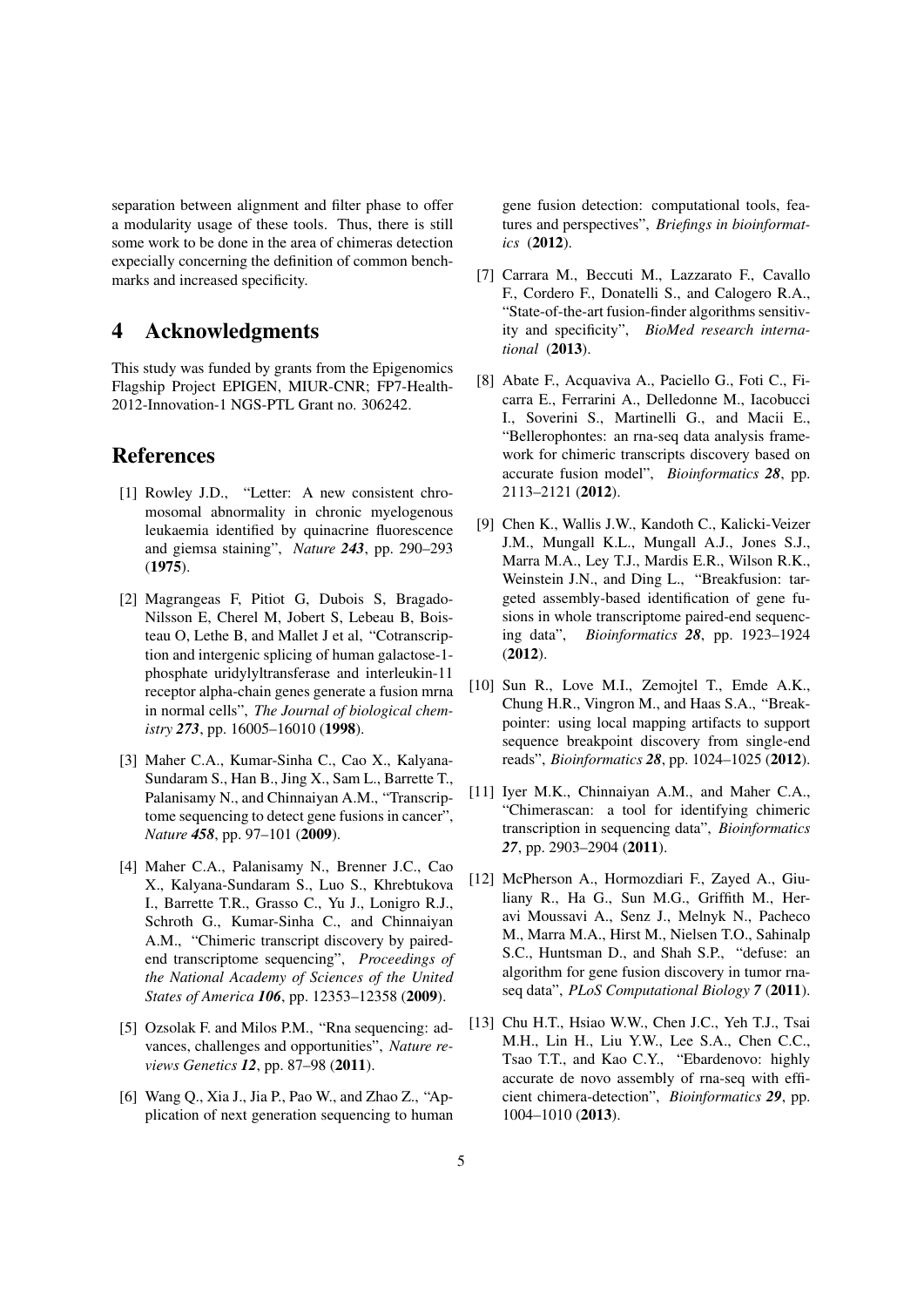separation between alignment and filter phase to offer a modularity usage of these tools. Thus, there is still some work to be done in the area of chimeras detection expecially concerning the definition of common benchmarks and increased specificity.

# 4 Acknowledgments

This study was funded by grants from the Epigenomics Flagship Project EPIGEN, MIUR-CNR; FP7-Health-2012-Innovation-1 NGS-PTL Grant no. 306242.

# References

[1] Rowley J.D., "Letter: A new consistent chromosomal abnormality in chronic myelogenous leukaemia identified by quinacrine fluorescence and giemsa staining", *Nature* ***243***, pp. 290–293 (**1975**).

[2] Magrangeas F, Pitiot G, Dubois S, Bragado-Nilsson E, Cherel M, Jobert S, Lebeau B, Boisteau O, Lethe B, and Mallet J et al, "Cotranscription and intergenic splicing of human galactose-1-phosphate uridylyltransferase and interleukin-11 receptor alpha-chain genes generate a fusion mrna in normal cells", *The Journal of biological chemistry* ***273***, pp. 16005–16010 (**1998**).

[3] Maher C.A., Kumar-Sinha C., Cao X., Kalyana-Sundaram S., Han B., Jing X., Sam L., Barrette T., Palanisamy N., and Chinnaiyan A.M., "Transcriptome sequencing to detect gene fusions in cancer", *Nature* ***458***, pp. 97–101 (**2009**).

[4] Maher C.A., Palanisamy N., Brenner J.C., Cao X., Kalyana-Sundaram S., Luo S., Khrebtukova I., Barrette T.R., Grasso C., Yu J., Lonigro R.J., Schroth G., Kumar-Sinha C., and Chinnaiyan A.M., "Chimeric transcript discovery by paired-end transcriptome sequencing", *Proceedings of the National Academy of Sciences of the United States of America* ***106***, pp. 12353–12358 (**2009**).

[5] Ozsolak F. and Milos P.M., "Rna sequencing: advances, challenges and opportunities", *Nature reviews Genetics* ***12***, pp. 87–98 (**2011**).

[6] Wang Q., Xia J., Jia P., Pao W., and Zhao Z., "Application of next generation sequencing to human gene fusion detection: computational tools, features and perspectives", *Briefings in bioinformatics* (**2012**).

[7] Carrara M., Beccuti M., Lazzarato F., Cavallo F., Cordero F., Donatelli S., and Calogero R.A., "State-of-the-art fusion-finder algorithms sensitivity and specificity", *BioMed research international* (**2013**).

[8] Abate F., Acquaviva A., Paciello G., Foti C., Ficarra E., Ferrarini A., Delledonne M., Iacobucci I., Soverini S., Martinelli G., and Macii E., "Bellerophontes: an rna-seq data analysis framework for chimeric transcripts discovery based on accurate fusion model", *Bioinformatics* ***28***, pp. 2113–2121 (**2012**).

[9] Chen K., Wallis J.W., Kandoth C., Kalicki-Veizer J.M., Mungall K.L., Mungall A.J., Jones S.J., Marra M.A., Ley T.J., Mardis E.R., Wilson R.K., Weinstein J.N., and Ding L., "Breakfusion: targeted assembly-based identification of gene fusions in whole transcriptome paired-end sequencing data", *Bioinformatics* ***28***, pp. 1923–1924 (**2012**).

[10] Sun R., Love M.I., Zemojtel T., Emde A.K., Chung H.R., Vingron M., and Haas S.A., "Breakpointer: using local mapping artifacts to support sequence breakpoint discovery from single-end reads", *Bioinformatics* ***28***, pp. 1024–1025 (**2012**).

[11] Iyer M.K., Chinnaiyan A.M., and Maher C.A., "Chimerascan: a tool for identifying chimeric transcription in sequencing data", *Bioinformatics* ***27***, pp. 2903–2904 (**2011**).

[12] McPherson A., Hormozdiari F., Zayed A., Giuliany R., Ha G., Sun M.G., Griffith M., Heravi Moussavi A., Senz J., Melnyk N., Pacheco M., Marra M.A., Hirst M., Nielsen T.O., Sahinalp S.C., Huntsman D., and Shah S.P., "defuse: an algorithm for gene fusion discovery in tumor rnaseq data", *PLoS Computational Biology* ***7*** (**2011**).

[13] Chu H.T., Hsiao W.W., Chen J.C., Yeh T.J., Tsai M.H., Lin H., Liu Y.W., Lee S.A., Chen C.C., Tsao T.T., and Kao C.Y., "Ebardenovo: highly accurate de novo assembly of rna-seq with efficient chimera-detection", *Bioinformatics* ***29***, pp. 1004–1010 (**2013**).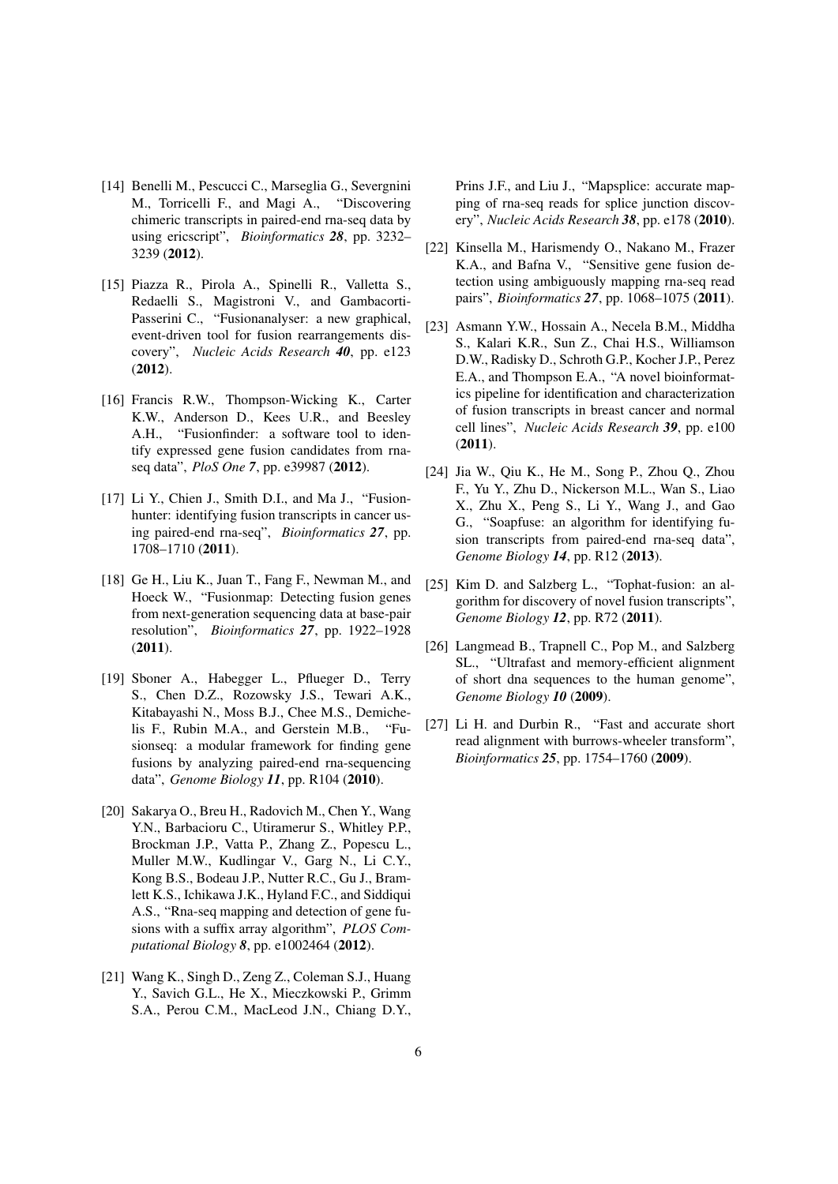[14] Benelli M., Pescucci C., Marseglia G., Severgnini M., Torricelli F., and Magi A., "Discovering chimeric transcripts in paired-end rna-seq data by using ericscript", *Bioinformatics* ***28***, pp. 3232–3239 (**2012**).

[15] Piazza R., Pirola A., Spinelli R., Valletta S., Redaelli S., Magistroni V., and Gambacorti-Passerini C., "Fusionanalyser: a new graphical, event-driven tool for fusion rearrangements discovery", *Nucleic Acids Research* ***40***, pp. e123 (**2012**).

[16] Francis R.W., Thompson-Wicking K., Carter K.W., Anderson D., Kees U.R., and Beesley A.H., "Fusionfinder: a software tool to identify expressed gene fusion candidates from rna-seq data", *PloS One* ***7***, pp. e39987 (**2012**).

[17] Li Y., Chien J., Smith D.I., and Ma J., "Fusionhunter: identifying fusion transcripts in cancer using paired-end rna-seq", *Bioinformatics* ***27***, pp. 1708–1710 (**2011**).

[18] Ge H., Liu K., Juan T., Fang F., Newman M., and Hoeck W., "Fusionmap: Detecting fusion genes from next-generation sequencing data at base-pair resolution", *Bioinformatics* ***27***, pp. 1922–1928 (**2011**).

[19] Sboner A., Habegger L., Pflueger D., Terry S., Chen D.Z., Rozowsky J.S., Tewari A.K., Kitabayashi N., Moss B.J., Chee M.S., Demichelis F., Rubin M.A., and Gerstein M.B., "Fusionseq: a modular framework for finding gene fusions by analyzing paired-end rna-sequencing data", *Genome Biology* ***11***, pp. R104 (**2010**).

[20] Sakarya O., Breu H., Radovich M., Chen Y., Wang Y.N., Barbacioru C., Utiramerur S., Whitley P.P., Brockman J.P., Vatta P., Zhang Z., Popescu L., Muller M.W., Kudlingar V., Garg N., Li C.Y., Kong B.S., Bodeau J.P., Nutter R.C., Gu J., Bramlett K.S., Ichikawa J.K., Hyland F.C., and Siddiqui A.S., "Rna-seq mapping and detection of gene fusions with a suffix array algorithm", *PLOS Computational Biology* ***8***, pp. e1002464 (**2012**).

[21] Wang K., Singh D., Zeng Z., Coleman S.J., Huang Y., Savich G.L., He X., Mieczkowski P., Grimm S.A., Perou C.M., MacLeod J.N., Chiang D.Y., Prins J.F., and Liu J., "Mapsplice: accurate mapping of rna-seq reads for splice junction discovery", *Nucleic Acids Research* ***38***, pp. e178 (**2010**).

[22] Kinsella M., Harismendy O., Nakano M., Frazer K.A., and Bafna V., "Sensitive gene fusion detection using ambiguously mapping rna-seq read pairs", *Bioinformatics* ***27***, pp. 1068–1075 (**2011**).

[23] Asmann Y.W., Hossain A., Necela B.M., Middha S., Kalari K.R., Sun Z., Chai H.S., Williamson D.W., Radisky D., Schroth G.P., Kocher J.P., Perez E.A., and Thompson E.A., "A novel bioinformatics pipeline for identification and characterization of fusion transcripts in breast cancer and normal cell lines", *Nucleic Acids Research* ***39***, pp. e100 (**2011**).

[24] Jia W., Qiu K., He M., Song P., Zhou Q., Zhou F., Yu Y., Zhu D., Nickerson M.L., Wan S., Liao X., Zhu X., Peng S., Li Y., Wang J., and Gao G., "Soapfuse: an algorithm for identifying fusion transcripts from paired-end rna-seq data", *Genome Biology* ***14***, pp. R12 (**2013**).

[25] Kim D. and Salzberg L., "Tophat-fusion: an algorithm for discovery of novel fusion transcripts", *Genome Biology* ***12***, pp. R72 (**2011**).

[26] Langmead B., Trapnell C., Pop M., and Salzberg SL., "Ultrafast and memory-efficient alignment of short dna sequences to the human genome", *Genome Biology* ***10*** (**2009**).

[27] Li H. and Durbin R., "Fast and accurate short read alignment with burrows-wheeler transform", *Bioinformatics* ***25***, pp. 1754–1760 (**2009**).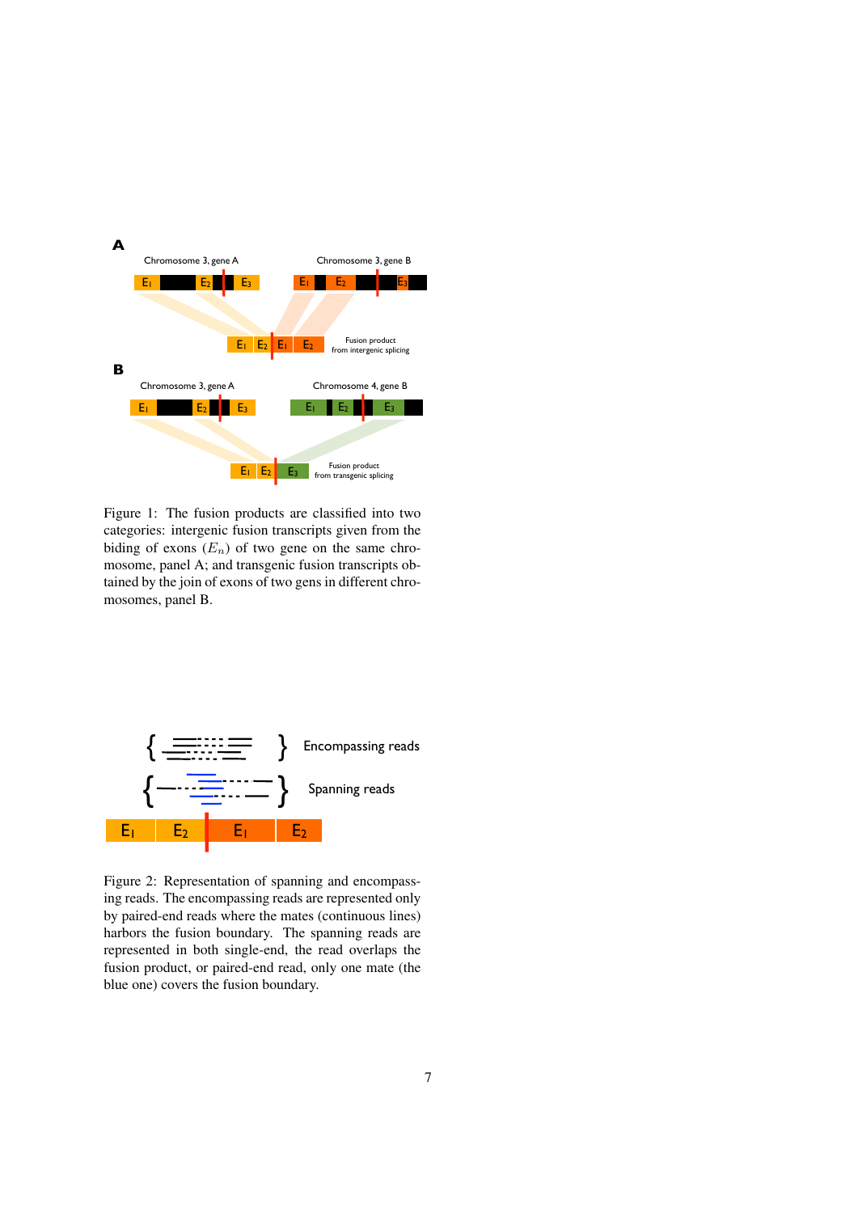A

Chromosome 3, gene A

$E_1$ $E_2$ $E_3$

Chromosome 3, gene B

$E_1$ $E_2$ $E_3$

$E_1$ $E_2$ $E_1$ $E_2$

Fusion product from intergenic splicing

B

Chromosome 3, gene A

$E_1$ $E_2$ $E_3$

Chromosome 4, gene B

$E_1$ $E_2$ $E_3$

$E_1$ $E_2$ $E_3$

Fusion product from transgenic splicing

Figure 1: The fusion products are classified into two categories: intergenic fusion transcripts given from the biding of exons ($E_n$) of two gene on the same chromosome, panel A; and transgenic fusion transcripts obtained by the join of exons of two gens in different chromosomes, panel B.

Encompassing reads

Spanning reads

$E_1$ $E_2$ $E_1$ $E_2$

Figure 2: Representation of spanning and encompassing reads. The encompassing reads are represented only by paired-end reads where the mates (continuous lines) harbors the fusion boundary. The spanning reads are represented in both single-end, the read overlaps the fusion product, or paired-end read, only one mate (the blue one) covers the fusion boundary.